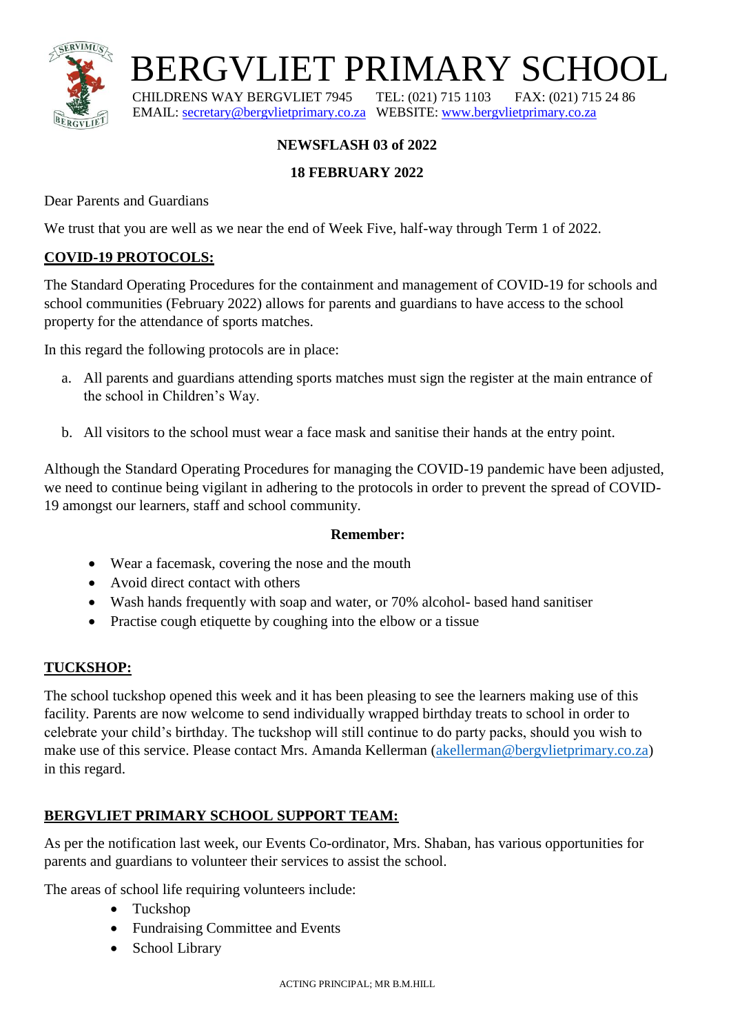# BERGVLIET PRIMARY SCHOOL

CHILDRENS WAY BERGVLIET 7945 TEL: (021) 715 1103 FAX: (021) 715 24 86
EMAIL: secretary@bergvlietprimary.co.za WEBSITE: www.bergvlietprimary.co.za

**NEWSFLASH 03 of 2022**

**18 FEBRUARY 2022**

Dear Parents and Guardians

We trust that you are well as we near the end of Week Five, half-way through Term 1 of 2022.

## COVID-19 PROTOCOLS:

The Standard Operating Procedures for the containment and management of COVID-19 for schools and school communities (February 2022) allows for parents and guardians to have access to the school property for the attendance of sports matches.

In this regard the following protocols are in place:

a. All parents and guardians attending sports matches must sign the register at the main entrance of the school in Children's Way.

b. All visitors to the school must wear a face mask and sanitise their hands at the entry point.

Although the Standard Operating Procedures for managing the COVID-19 pandemic have been adjusted, we need to continue being vigilant in adhering to the protocols in order to prevent the spread of COVID-19 amongst our learners, staff and school community.

**Remember:**

- Wear a facemask, covering the nose and the mouth
- Avoid direct contact with others
- Wash hands frequently with soap and water, or 70% alcohol- based hand sanitiser
- Practise cough etiquette by coughing into the elbow or a tissue

## TUCKSHOP:

The school tuckshop opened this week and it has been pleasing to see the learners making use of this facility. Parents are now welcome to send individually wrapped birthday treats to school in order to celebrate your child's birthday. The tuckshop will still continue to do party packs, should you wish to make use of this service. Please contact Mrs. Amanda Kellerman (akellerman@bergvlietprimary.co.za) in this regard.

## BERGVLIET PRIMARY SCHOOL SUPPORT TEAM:

As per the notification last week, our Events Co-ordinator, Mrs. Shaban, has various opportunities for parents and guardians to volunteer their services to assist the school.

The areas of school life requiring volunteers include:

- Tuckshop
- Fundraising Committee and Events
- School Library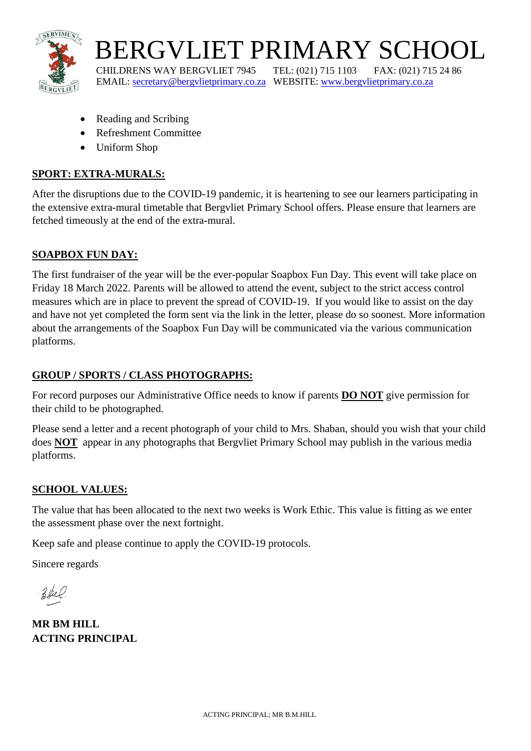- Reading and Scribing
- Refreshment Committee
- Uniform Shop

**SPORT: EXTRA-MURALS:**

After the disruptions due to the COVID-19 pandemic, it is heartening to see our learners participating in the extensive extra-mural timetable that Bergvliet Primary School offers. Please ensure that learners are fetched timeously at the end of the extra-mural.

**SOAPBOX FUN DAY:**

The first fundraiser of the year will be the ever-popular Soapbox Fun Day. This event will take place on Friday 18 March 2022. Parents will be allowed to attend the event, subject to the strict access control measures which are in place to prevent the spread of COVID-19. If you would like to assist on the day and have not yet completed the form sent via the link in the letter, please do so soonest. More information about the arrangements of the Soapbox Fun Day will be communicated via the various communication platforms.

**GROUP / SPORTS / CLASS PHOTOGRAPHS:**

For record purposes our Administrative Office needs to know if parents **DO NOT** give permission for their child to be photographed.

Please send a letter and a recent photograph of your child to Mrs. Shaban, should you wish that your child does **NOT** appear in any photographs that Bergvliet Primary School may publish in the various media platforms.

**SCHOOL VALUES:**

The value that has been allocated to the next two weeks is Work Ethic. This value is fitting as we enter the assessment phase over the next fortnight.

Keep safe and please continue to apply the COVID-19 protocols.

Sincere regards

**MR BM HILL**
**ACTING PRINCIPAL**